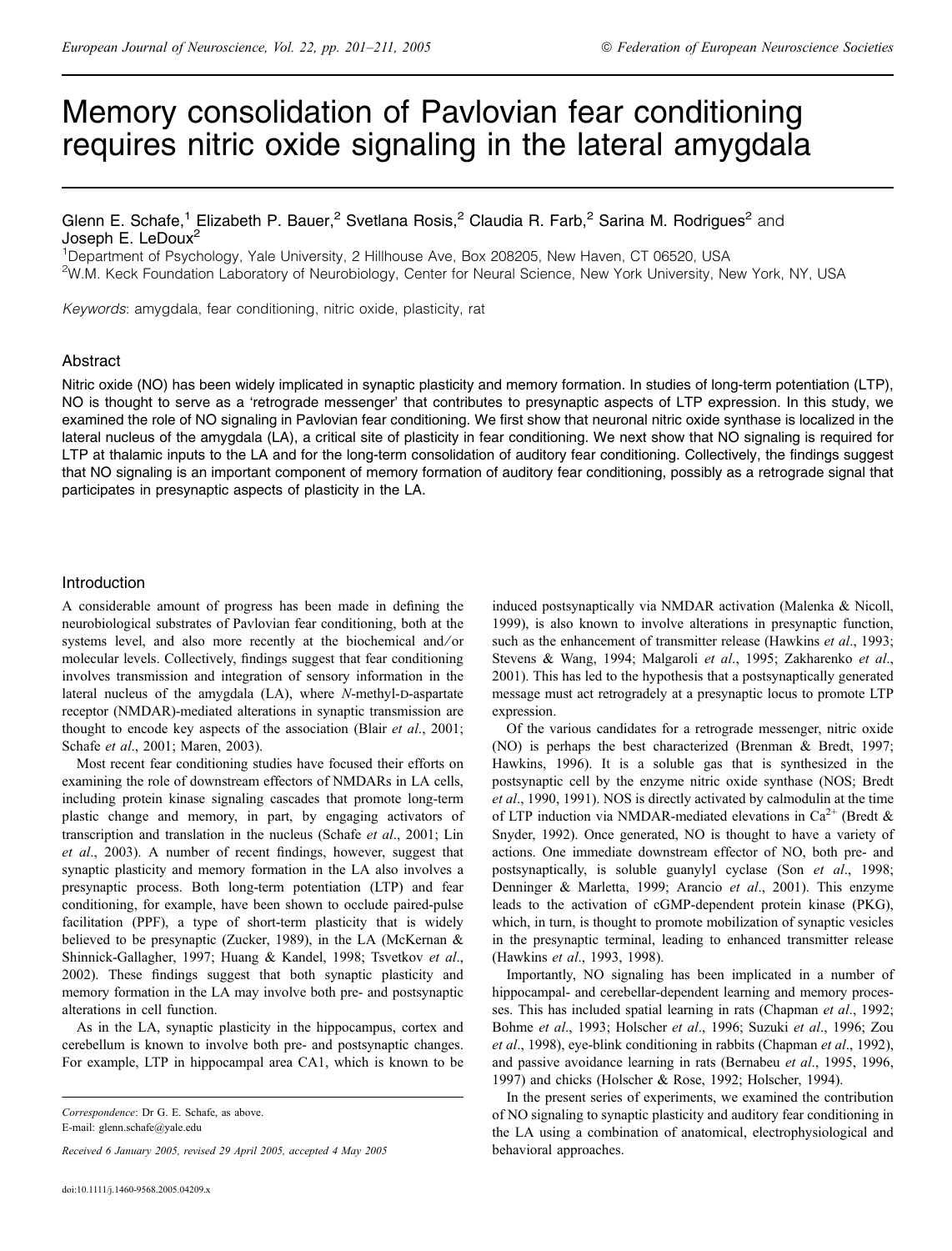# Memory consolidation of Pavlovian fear conditioning requires nitric oxide signaling in the lateral amygdala

Glenn E. Schafe,[1] Elizabeth P. Bauer,[2] Svetlana Rosis,[2] Claudia R. Farb,[2] Sarina M. Rodrigues[2] and Joseph E. LeDoux[2]

[1]Department of Psychology, Yale University, 2 Hillhouse Ave, Box 208205, New Haven, CT 06520, USA

[2]W.M. Keck Foundation Laboratory of Neurobiology, Center for Neural Science, New York University, New York, NY, USA

*Keywords*: amygdala, fear conditioning, nitric oxide, plasticity, rat

## Abstract

Nitric oxide (NO) has been widely implicated in synaptic plasticity and memory formation. In studies of long-term potentiation (LTP), NO is thought to serve as a 'retrograde messenger' that contributes to presynaptic aspects of LTP expression. In this study, we examined the role of NO signaling in Pavlovian fear conditioning. We first show that neuronal nitric oxide synthase is localized in the lateral nucleus of the amygdala (LA), a critical site of plasticity in fear conditioning. We next show that NO signaling is required for LTP at thalamic inputs to the LA and for the long-term consolidation of auditory fear conditioning. Collectively, the findings suggest that NO signaling is an important component of memory formation of auditory fear conditioning, possibly as a retrograde signal that participates in presynaptic aspects of plasticity in the LA.

## Introduction

A considerable amount of progress has been made in defining the neurobiological substrates of Pavlovian fear conditioning, both at the systems level, and also more recently at the biochemical and/or molecular levels. Collectively, findings suggest that fear conditioning involves transmission and integration of sensory information in the lateral nucleus of the amygdala (LA), where *N*-methyl-D-aspartate receptor (NMDAR)-mediated alterations in synaptic transmission are thought to encode key aspects of the association (Blair *et al*., 2001; Schafe *et al*., 2001; Maren, 2003).

Most recent fear conditioning studies have focused their efforts on examining the role of downstream effectors of NMDARs in LA cells, including protein kinase signaling cascades that promote long-term plastic change and memory, in part, by engaging activators of transcription and translation in the nucleus (Schafe *et al*., 2001; Lin *et al*., 2003). A number of recent findings, however, suggest that synaptic plasticity and memory formation in the LA also involves a presynaptic process. Both long-term potentiation (LTP) and fear conditioning, for example, have been shown to occlude paired-pulse facilitation (PPF), a type of short-term plasticity that is widely believed to be presynaptic (Zucker, 1989), in the LA (McKernan & Shinnick-Gallagher, 1997; Huang & Kandel, 1998; Tsvetkov *et al*., 2002). These findings suggest that both synaptic plasticity and memory formation in the LA may involve both pre- and postsynaptic alterations in cell function.

As in the LA, synaptic plasticity in the hippocampus, cortex and cerebellum is known to involve both pre- and postsynaptic changes. For example, LTP in hippocampal area CA1, which is known to be induced postsynaptically via NMDAR activation (Malenka & Nicoll, 1999), is also known to involve alterations in presynaptic function, such as the enhancement of transmitter release (Hawkins *et al*., 1993; Stevens & Wang, 1994; Malgaroli *et al*., 1995; Zakharenko *et al*., 2001). This has led to the hypothesis that a postsynaptically generated message must act retrogradely at a presynaptic locus to promote LTP expression.

Of the various candidates for a retrograde messenger, nitric oxide (NO) is perhaps the best characterized (Brenman & Bredt, 1997; Hawkins, 1996). It is a soluble gas that is synthesized in the postsynaptic cell by the enzyme nitric oxide synthase (NOS; Bredt *et al*., 1990, 1991). NOS is directly activated by calmodulin at the time of LTP induction via NMDAR-mediated elevations in $Ca^{2+}$ (Bredt & Snyder, 1992). Once generated, NO is thought to have a variety of actions. One immediate downstream effector of NO, both pre- and postsynaptically, is soluble guanylyl cyclase (Son *et al*., 1998; Denninger & Marletta, 1999; Arancio *et al*., 2001). This enzyme leads to the activation of cGMP-dependent protein kinase (PKG), which, in turn, is thought to promote mobilization of synaptic vesicles in the presynaptic terminal, leading to enhanced transmitter release (Hawkins *et al*., 1993, 1998).

Importantly, NO signaling has been implicated in a number of hippocampal- and cerebellar-dependent learning and memory processes. This has included spatial learning in rats (Chapman *et al*., 1992; Bohme *et al*., 1993; Holscher *et al*., 1996; Suzuki *et al*., 1996; Zou *et al*., 1998), eye-blink conditioning in rabbits (Chapman *et al*., 1992), and passive avoidance learning in rats (Bernabeu *et al*., 1995, 1996, 1997) and chicks (Holscher & Rose, 1992; Holscher, 1994).

In the present series of experiments, we examined the contribution of NO signaling to synaptic plasticity and auditory fear conditioning in the LA using a combination of anatomical, electrophysiological and behavioral approaches.

*Correspondence*: Dr G. E. Schafe, as above.
E-mail: glenn.schafe@yale.edu

*Received 6 January 2005, revised 29 April 2005, accepted 4 May 2005*

doi:10.1111/j.1460-9568.2005.04209.x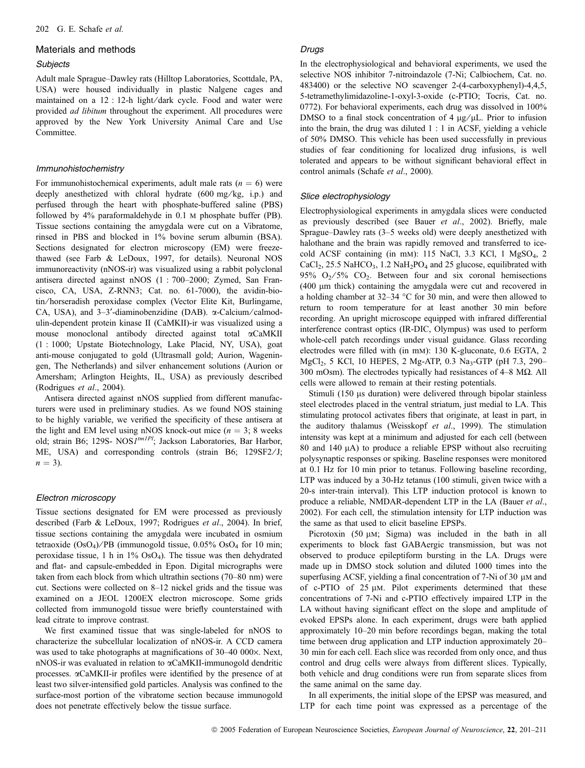## Materials and methods

### Subjects

Adult male Sprague–Dawley rats (Hilltop Laboratories, Scottdale, PA, USA) were housed individually in plastic Nalgene cages and maintained on a 12 : 12-h light/dark cycle. Food and water were provided *ad libitum* throughout the experiment. All procedures were approved by the New York University Animal Care and Use Committee.

### Immunohistochemistry

For immunohistochemical experiments, adult male rats ($n = 6$) were deeply anesthetized with chloral hydrate (600 mg/kg, i.p.) and perfused through the heart with phosphate-buffered saline (PBS) followed by 4% paraformaldehyde in 0.1 M phosphate buffer (PB). Tissue sections containing the amygdala were cut on a Vibratome, rinsed in PBS and blocked in 1% bovine serum albumin (BSA). Sections designated for electron microscopy (EM) were freeze-thawed (see Farb & LeDoux, 1997, for details). Neuronal NOS immunoreactivity (nNOS-ir) was visualized using a rabbit polyclonal antisera directed against nNOS (1 : 700–2000; Zymed, San Francisco, CA, USA, Z-RNN3; Cat. no. 61-7000), the avidin-biotin/horseradish peroxidase complex (Vector Elite Kit, Burlingame, CA, USA), and 3–3′-diaminobenzidine (DAB). α-Calcium/calmodulin-dependent protein kinase II (CaMKII)-ir was visualized using a mouse monoclonal antibody directed against total αCaMKII (1 : 1000; Upstate Biotechnology, Lake Placid, NY, USA), goat anti-mouse conjugated to gold (Ultrasmall gold; Aurion, Wageningen, The Netherlands) and silver enhancement solutions (Aurion or Amersham; Arlington Heights, IL, USA) as previously described (Rodrigues *et al*., 2004).

Antisera directed against nNOS supplied from different manufacturers were used in preliminary studies. As we found NOS staining to be highly variable, we verified the specificity of these antisera at the light and EM level using nNOS knock-out mice ($n = 3$; 8 weeks old; strain B6; 129S- NOS$1^{tm1Pl}$; Jackson Laboratories, Bar Harbor, ME, USA) and corresponding controls (strain B6; 129SF2/J; $n = 3$).

### Electron microscopy

Tissue sections designated for EM were processed as previously described (Farb & LeDoux, 1997; Rodrigues *et al*., 2004). In brief, tissue sections containing the amygdala were incubated in osmium tetraoxide ($OsO_4$)/PB (immunogold tissue, 0.05% $OsO_4$ for 10 min; peroxidase tissue, 1 h in 1% $OsO_4$). The tissue was then dehydrated and flat- and capsule-embedded in Epon. Digital micrographs were taken from each block from which ultrathin sections (70–80 nm) were cut. Sections were collected on 8–12 nickel grids and the tissue was examined on a JEOL 1200EX electron microscope. Some grids collected from immunogold tissue were briefly counterstained with lead citrate to improve contrast.

We first examined tissue that was single-labeled for nNOS to characterize the subcellular localization of nNOS-ir. A CCD camera was used to take photographs at magnifications of 30–40 000×. Next, nNOS-ir was evaluated in relation to αCaMKII-immunogold dendritic processes. αCaMKII-ir profiles were identified by the presence of at least two silver-intensified gold particles. Analysis was confined to the surface-most portion of the vibratome section because immunogold does not penetrate effectively below the tissue surface.

### Drugs

In the electrophysiological and behavioral experiments, we used the selective NOS inhibitor 7-nitroindazole (7-Ni; Calbiochem, Cat. no. 483400) or the selective NO scavenger 2-(4-carboxyphenyl)-4,4,5, 5-tetramethylimidazoline-1-oxyl-3-oxide (c-PTIO; Tocris, Cat. no. 0772). For behavioral experiments, each drug was dissolved in 100% DMSO to a final stock concentration of 4 μg/μL. Prior to infusion into the brain, the drug was diluted 1 : 1 in ACSF, yielding a vehicle of 50% DMSO. This vehicle has been used successfully in previous studies of fear conditioning for localized drug infusions, is well tolerated and appears to be without significant behavioral effect in control animals (Schafe *et al*., 2000).

### Slice electrophysiology

Electrophysiological experiments in amygdala slices were conducted as previously described (see Bauer *et al*., 2002). Briefly, male Sprague–Dawley rats (3–5 weeks old) were deeply anesthetized with halothane and the brain was rapidly removed and transferred to ice-cold ACSF containing (in mM): 115 NaCl, 3.3 KCl, 1 $MgSO_4$, 2 $CaCl_2$, 25.5 $NaHCO_3$, 1.2 $NaH_2PO_4$ and 25 glucose, equilibrated with 95% $O_2$/5% $CO_2$. Between four and six coronal hemisections (400 μm thick) containing the amygdala were cut and recovered in a holding chamber at 32–34 °C for 30 min, and were then allowed to return to room temperature for at least another 30 min before recording. An upright microscope equipped with infrared differential interference contrast optics (IR-DIC, Olympus) was used to perform whole-cell patch recordings under visual guidance. Glass recording electrodes were filled with (in mM): 130 K-gluconate, 0.6 EGTA, 2 $MgCl_2$, 5 KCl, 10 HEPES, 2 Mg-ATP, 0.3 $Na_3$-GTP (pH 7.3, 290–300 mOsm). The electrodes typically had resistances of 4–8 MΩ. All cells were allowed to remain at their resting potentials.

Stimuli (150 μs duration) were delivered through bipolar stainless steel electrodes placed in the ventral striatum, just medial to LA. This stimulating protocol activates fibers that originate, at least in part, in the auditory thalamus (Weisskopf *et al*., 1999). The stimulation intensity was kept at a minimum and adjusted for each cell (between 80 and 140 μA) to produce a reliable EPSP without also recruiting polysynaptic responses or spiking. Baseline responses were monitored at 0.1 Hz for 10 min prior to tetanus. Following baseline recording, LTP was induced by a 30-Hz tetanus (100 stimuli, given twice with a 20-s inter-train interval). This LTP induction protocol is known to produce a reliable, NMDAR-dependent LTP in the LA (Bauer *et al*., 2002). For each cell, the stimulation intensity for LTP induction was the same as that used to elicit baseline EPSPs.

Picrotoxin (50 μM; Sigma) was included in the bath in all experiments to block fast GABAergic transmission, but was not observed to produce epileptiform bursting in the LA. Drugs were made up in DMSO stock solution and diluted 1000 times into the superfusing ACSF, yielding a final concentration of 7-Ni of 30 μM and of c-PTIO of 25 μM. Pilot experiments determined that these concentrations of 7-Ni and c-PTIO effectively impaired LTP in the LA without having significant effect on the slope and amplitude of evoked EPSPs alone. In each experiment, drugs were bath applied approximately 10–20 min before recordings began, making the total time between drug application and LTP induction approximately 20–30 min for each cell. Each slice was recorded from only once, and thus control and drug cells were always from different slices. Typically, both vehicle and drug conditions were run from separate slices from the same animal on the same day.

In all experiments, the initial slope of the EPSP was measured, and LTP for each time point was expressed as a percentage of the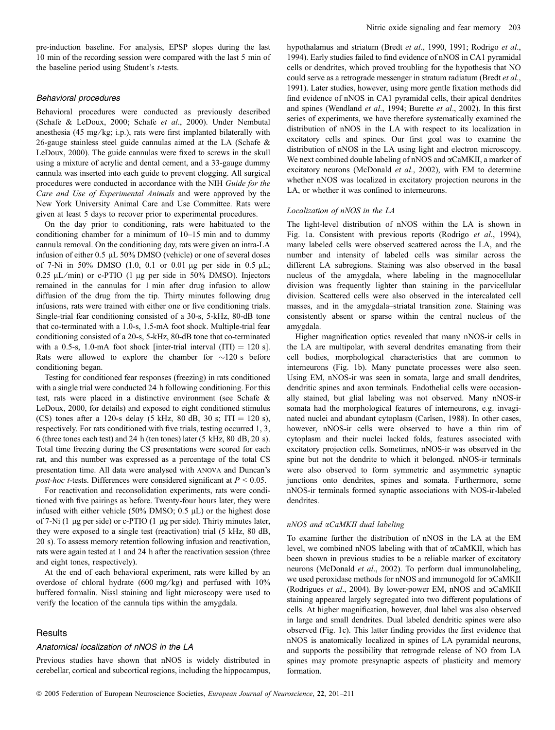pre-induction baseline. For analysis, EPSP slopes during the last 10 min of the recording session were compared with the last 5 min of the baseline period using Student's *t*-tests.

### *Behavioral procedures*

Behavioral procedures were conducted as previously described (Schafe & LeDoux, 2000; Schafe *et al*., 2000). Under Nembutal anesthesia (45 mg/kg; i.p.), rats were first implanted bilaterally with 26-gauge stainless steel guide cannulas aimed at the LA (Schafe & LeDoux, 2000). The guide cannulas were fixed to screws in the skull using a mixture of acrylic and dental cement, and a 33-gauge dummy cannula was inserted into each guide to prevent clogging. All surgical procedures were conducted in accordance with the NIH *Guide for the Care and Use of Experimental Animals* and were approved by the New York University Animal Care and Use Committee. Rats were given at least 5 days to recover prior to experimental procedures.

On the day prior to conditioning, rats were habituated to the conditioning chamber for a minimum of 10–15 min and to dummy cannula removal. On the conditioning day, rats were given an intra-LA infusion of either 0.5 μL 50% DMSO (vehicle) or one of several doses of 7-Ni in 50% DMSO (1.0, 0.1 or 0.01 μg per side in 0.5 μL; 0.25 μL/min) or c-PTIO (1 μg per side in 50% DMSO). Injectors remained in the cannulas for 1 min after drug infusion to allow diffusion of the drug from the tip. Thirty minutes following drug infusions, rats were trained with either one or five conditioning trials. Single-trial fear conditioning consisted of a 30-s, 5-kHz, 80-dB tone that co-terminated with a 1.0-s, 1.5-mA foot shock. Multiple-trial fear conditioning consisted of a 20-s, 5-kHz, 80-dB tone that co-terminated with a 0.5-s, 1.0-mA foot shock [inter-trial interval (ITI) = 120 s]. Rats were allowed to explore the chamber for ~120 s before conditioning began.

Testing for conditioned fear responses (freezing) in rats conditioned with a single trial were conducted 24 h following conditioning. For this test, rats were placed in a distinctive environment (see Schafe & LeDoux, 2000, for details) and exposed to eight conditioned stimulus (CS) tones after a 120-s delay (5 kHz, 80 dB, 30 s; ITI = 120 s), respectively. For rats conditioned with five trials, testing occurred 1, 3, 6 (three tones each test) and 24 h (ten tones) later (5 kHz, 80 dB, 20 s). Total time freezing during the CS presentations were scored for each rat, and this number was expressed as a percentage of the total CS presentation time. All data were analysed with ANOVA and Duncan's *post-hoc t*-tests. Differences were considered significant at $P < 0.05$.

For reactivation and reconsolidation experiments, rats were conditioned with five pairings as before. Twenty-four hours later, they were infused with either vehicle (50% DMSO; 0.5 μL) or the highest dose of 7-Ni (1 μg per side) or c-PTIO (1 μg per side). Thirty minutes later, they were exposed to a single test (reactivation) trial (5 kHz, 80 dB, 20 s). To assess memory retention following infusion and reactivation, rats were again tested at 1 and 24 h after the reactivation session (three and eight tones, respectively).

At the end of each behavioral experiment, rats were killed by an overdose of chloral hydrate (600 mg/kg) and perfused with 10% buffered formalin. Nissl staining and light microscopy were used to verify the location of the cannula tips within the amygdala.

## Results

### *Anatomical localization of nNOS in the LA*

Previous studies have shown that nNOS is widely distributed in cerebellar, cortical and subcortical regions, including the hippocampus, hypothalamus and striatum (Bredt *et al*., 1990, 1991; Rodrigo *et al*., 1994). Early studies failed to find evidence of nNOS in CA1 pyramidal cells or dendrites, which proved troubling for the hypothesis that NO could serve as a retrograde messenger in stratum radiatum (Bredt *et al*., 1991). Later studies, however, using more gentle fixation methods did find evidence of nNOS in CA1 pyramidal cells, their apical dendrites and spines (Wendland *et al*., 1994; Burette *et al*., 2002). In this first series of experiments, we have therefore systematically examined the distribution of nNOS in the LA with respect to its localization in excitatory cells and spines. Our first goal was to examine the distribution of nNOS in the LA using light and electron microscopy. We next combined double labeling of nNOS and αCaMKII, a marker of excitatory neurons (McDonald *et al*., 2002), with EM to determine whether nNOS was localized in excitatory projection neurons in the LA, or whether it was confined to interneurons.

### *Localization of nNOS in the LA*

The light-level distribution of nNOS within the LA is shown in Fig. 1a. Consistent with previous reports (Rodrigo *et al*., 1994), many labeled cells were observed scattered across the LA, and the number and intensity of labeled cells was similar across the different LA subregions. Staining was also observed in the basal nucleus of the amygdala, where labeling in the magnocellular division was frequently lighter than staining in the parvicellular division. Scattered cells were also observed in the intercalated cell masses, and in the amygdala–striatal transition zone. Staining was consistently absent or sparse within the central nucleus of the amygdala.

Higher magnification optics revealed that many nNOS-ir cells in the LA are multipolar, with several dendrites emanating from their cell bodies, morphological characteristics that are common to interneurons (Fig. 1b). Many punctate processes were also seen. Using EM, nNOS-ir was seen in somata, large and small dendrites, dendritic spines and axon terminals. Endothelial cells were occasionally stained, but glial labeling was not observed. Many nNOS-ir somata had the morphological features of interneurons, e.g. invaginated nuclei and abundant cytoplasm (Carlsen, 1988). In other cases, however, nNOS-ir cells were observed to have a thin rim of cytoplasm and their nuclei lacked folds, features associated with excitatory projection cells. Sometimes, nNOS-ir was observed in the spine but not the dendrite to which it belonged. nNOS-ir terminals were also observed to form symmetric and asymmetric synaptic junctions onto dendrites, spines and somata. Furthermore, some nNOS-ir terminals formed synaptic associations with NOS-ir-labeled dendrites.

### *nNOS and αCaMKII dual labeling*

To examine further the distribution of nNOS in the LA at the EM level, we combined nNOS labeling with that of αCaMKII, which has been shown in previous studies to be a reliable marker of excitatory neurons (McDonald *et al*., 2002). To perform dual immunolabeling, we used peroxidase methods for nNOS and immunogold for αCaMKII (Rodrigues *et al*., 2004). By lower-power EM, nNOS and αCaMKII staining appeared largely segregated into two different populations of cells. At higher magnification, however, dual label was also observed in large and small dendrites. Dual labeled dendritic spines were also observed (Fig. 1c). This latter finding provides the first evidence that nNOS is anatomically localized in spines of LA pyramidal neurons, and supports the possibility that retrograde release of NO from LA spines may promote presynaptic aspects of plasticity and memory formation.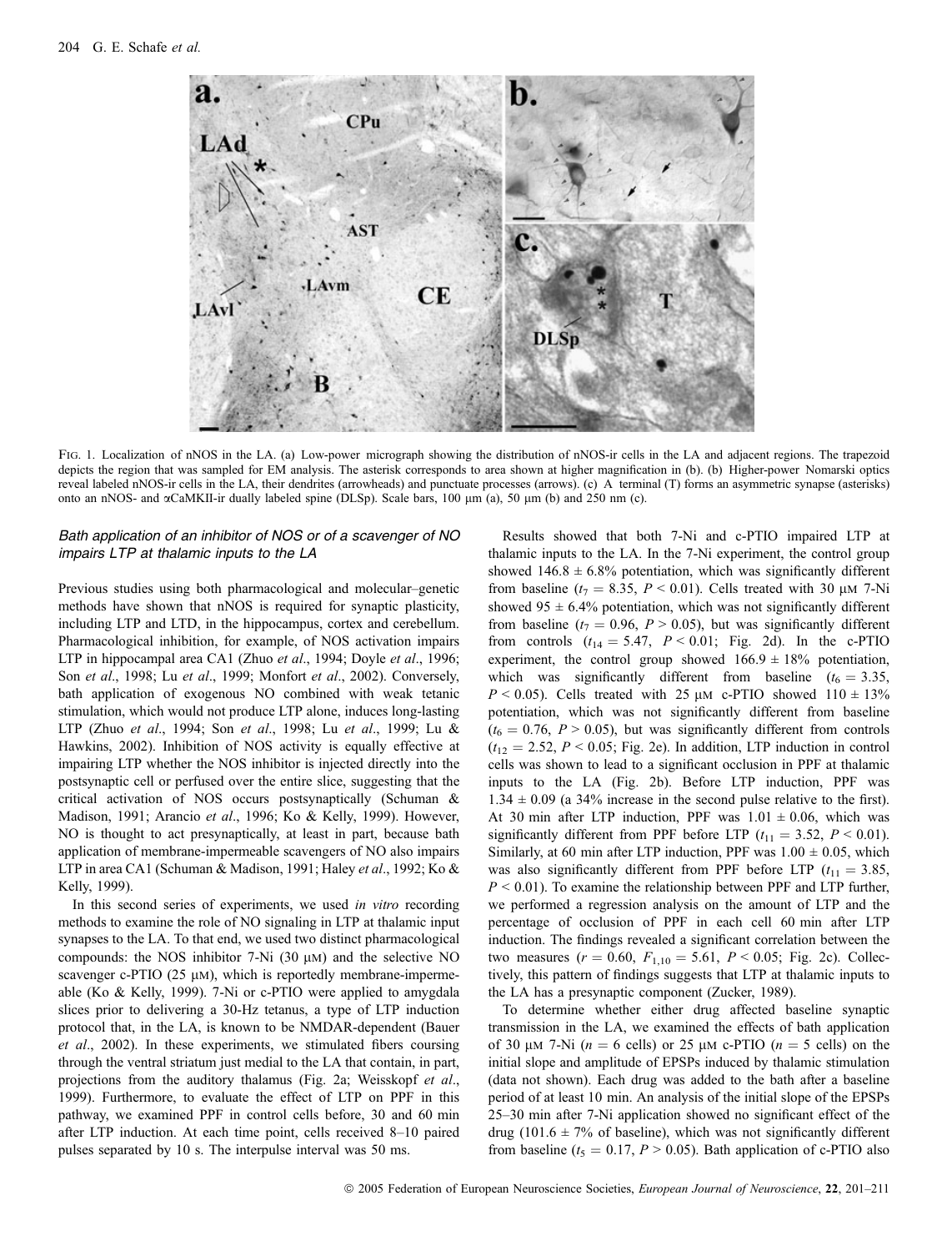FIG. 1. Localization of nNOS in the LA. (a) Low-power micrograph showing the distribution of nNOS-ir cells in the LA and adjacent regions. The trapezoid depicts the region that was sampled for EM analysis. The asterisk corresponds to area shown at higher magnification in (b). (b) Higher-power Nomarski optics reveal labeled nNOS-ir cells in the LA, their dendrites (arrowheads) and punctuate processes (arrows). (c) A terminal (T) forms an asymmetric synapse (asterisks) onto an nNOS- and αCaMKII-ir dually labeled spine (DLSp). Scale bars, 100 μm (a), 50 μm (b) and 250 nm (c).

### *Bath application of an inhibitor of NOS or of a scavenger of NO impairs LTP at thalamic inputs to the LA*

Previous studies using both pharmacological and molecular–genetic methods have shown that nNOS is required for synaptic plasticity, including LTP and LTD, in the hippocampus, cortex and cerebellum. Pharmacological inhibition, for example, of NOS activation impairs LTP in hippocampal area CA1 (Zhuo *et al*., 1994; Doyle *et al*., 1996; Son *et al*., 1998; Lu *et al*., 1999; Monfort *et al*., 2002). Conversely, bath application of exogenous NO combined with weak tetanic stimulation, which would not produce LTP alone, induces long-lasting LTP (Zhuo *et al*., 1994; Son *et al*., 1998; Lu *et al*., 1999; Lu & Hawkins, 2002). Inhibition of NOS activity is equally effective at impairing LTP whether the NOS inhibitor is injected directly into the postsynaptic cell or perfused over the entire slice, suggesting that the critical activation of NOS occurs postsynaptically (Schuman & Madison, 1991; Arancio *et al*., 1996; Ko & Kelly, 1999). However, NO is thought to act presynaptically, at least in part, because bath application of membrane-impermeable scavengers of NO also impairs LTP in area CA1 (Schuman & Madison, 1991; Haley *et al*., 1992; Ko & Kelly, 1999).

In this second series of experiments, we used *in vitro* recording methods to examine the role of NO signaling in LTP at thalamic input synapses to the LA. To that end, we used two distinct pharmacological compounds: the NOS inhibitor 7-Ni (30 μM) and the selective NO scavenger c-PTIO (25 μM), which is reportedly membrane-impermeable (Ko & Kelly, 1999). 7-Ni or c-PTIO were applied to amygdala slices prior to delivering a 30-Hz tetanus, a type of LTP induction protocol that, in the LA, is known to be NMDAR-dependent (Bauer *et al*., 2002). In these experiments, we stimulated fibers coursing through the ventral striatum just medial to the LA that contain, in part, projections from the auditory thalamus (Fig. 2a; Weisskopf *et al*., 1999). Furthermore, to evaluate the effect of LTP on PPF in this pathway, we examined PPF in control cells before, 30 and 60 min after LTP induction. At each time point, cells received 8–10 paired pulses separated by 10 s. The interpulse interval was 50 ms.

Results showed that both 7-Ni and c-PTIO impaired LTP at thalamic inputs to the LA. In the 7-Ni experiment, the control group showed 146.8 ± 6.8% potentiation, which was significantly different from baseline ($t_7 = 8.35$, $P < 0.01$). Cells treated with 30 μM 7-Ni showed 95 ± 6.4% potentiation, which was not significantly different from baseline ($t_7 = 0.96$, $P > 0.05$), but was significantly different from controls ($t_{14} = 5.47$, $P < 0.01$; Fig. 2d). In the c-PTIO experiment, the control group showed 166.9 ± 18% potentiation, which was significantly different from baseline ($t_6 = 3.35$, $P < 0.05$). Cells treated with 25 μM c-PTIO showed 110 ± 13% potentiation, which was not significantly different from baseline ($t_6 = 0.76$, $P > 0.05$), but was significantly different from controls ($t_{12} = 2.52$, $P < 0.05$; Fig. 2e). In addition, LTP induction in control cells was shown to lead to a significant occlusion in PPF at thalamic inputs to the LA (Fig. 2b). Before LTP induction, PPF was 1.34 ± 0.09 (a 34% increase in the second pulse relative to the first). At 30 min after LTP induction, PPF was 1.01 ± 0.06, which was significantly different from PPF before LTP ($t_{11} = 3.52$, $P < 0.01$). Similarly, at 60 min after LTP induction, PPF was 1.00 ± 0.05, which was also significantly different from PPF before LTP ($t_{11} = 3.85$, $P < 0.01$). To examine the relationship between PPF and LTP further, we performed a regression analysis on the amount of LTP and the percentage of occlusion of PPF in each cell 60 min after LTP induction. The findings revealed a significant correlation between the two measures ($r = 0.60$, $F_{1,10} = 5.61$, $P < 0.05$; Fig. 2c). Collectively, this pattern of findings suggests that LTP at thalamic inputs to the LA has a presynaptic component (Zucker, 1989).

To determine whether either drug affected baseline synaptic transmission in the LA, we examined the effects of bath application of 30 μM 7-Ni ($n = 6$ cells) or 25 μM c-PTIO ($n = 5$ cells) on the initial slope and amplitude of EPSPs induced by thalamic stimulation (data not shown). Each drug was added to the bath after a baseline period of at least 10 min. An analysis of the initial slope of the EPSPs 25–30 min after 7-Ni application showed no significant effect of the drug (101.6 ± 7% of baseline), which was not significantly different from baseline ($t_5 = 0.17$, $P > 0.05$). Bath application of c-PTIO also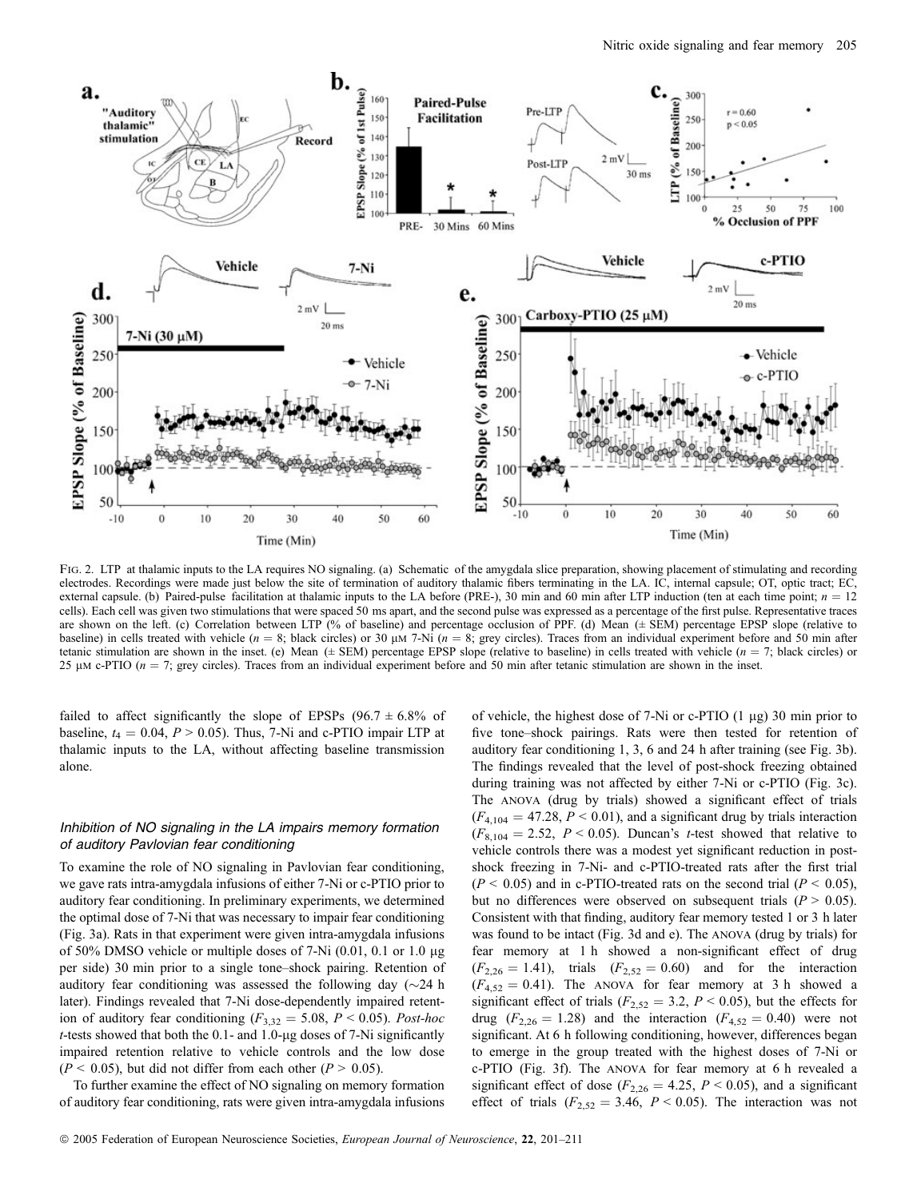FIG. 2. LTP at thalamic inputs to the LA requires NO signaling. (a) Schematic of the amygdala slice preparation, showing placement of stimulating and recording electrodes. Recordings were made just below the site of termination of auditory thalamic fibers terminating in the LA. IC, internal capsule; OT, optic tract; EC, external capsule. (b) Paired-pulse facilitation at thalamic inputs to the LA before (PRE-), 30 min and 60 min after LTP induction (ten at each time point; $n = 12$ cells). Each cell was given two stimulations that were spaced 50 ms apart, and the second pulse was expressed as a percentage of the first pulse. Representative traces are shown on the left. (c) Correlation between LTP (% of baseline) and percentage occlusion of PPF. (d) Mean (± SEM) percentage EPSP slope (relative to baseline) in cells treated with vehicle ($n = 8$; black circles) or 30 µM 7-Ni ($n = 8$; grey circles). Traces from an individual experiment before and 50 min after tetanic stimulation are shown in the inset. (e) Mean (± SEM) percentage EPSP slope (relative to baseline) in cells treated with vehicle ($n = 7$; black circles) or 25 µM c-PTIO ($n = 7$; grey circles). Traces from an individual experiment before and 50 min after tetanic stimulation are shown in the inset.

failed to affect significantly the slope of EPSPs (96.7 ± 6.8% of baseline, $t_4 = 0.04$, $P > 0.05$). Thus, 7-Ni and c-PTIO impair LTP at thalamic inputs to the LA, without affecting baseline transmission alone.

### Inhibition of NO signaling in the LA impairs memory formation of auditory Pavlovian fear conditioning

To examine the role of NO signaling in Pavlovian fear conditioning, we gave rats intra-amygdala infusions of either 7-Ni or c-PTIO prior to auditory fear conditioning. In preliminary experiments, we determined the optimal dose of 7-Ni that was necessary to impair fear conditioning (Fig. 3a). Rats in that experiment were given intra-amygdala infusions of 50% DMSO vehicle or multiple doses of 7-Ni (0.01, 0.1 or 1.0 µg per side) 30 min prior to a single tone–shock pairing. Retention of auditory fear conditioning was assessed the following day (~24 h later). Findings revealed that 7-Ni dose-dependently impaired retention of auditory fear conditioning ($F_{3,32} = 5.08$, $P < 0.05$). *Post-hoc* *t*-tests showed that both the 0.1- and 1.0-µg doses of 7-Ni significantly impaired retention relative to vehicle controls and the low dose ($P < 0.05$), but did not differ from each other ($P > 0.05$).

To further examine the effect of NO signaling on memory formation of auditory fear conditioning, rats were given intra-amygdala infusions of vehicle, the highest dose of 7-Ni or c-PTIO (1 µg) 30 min prior to five tone–shock pairings. Rats were then tested for retention of auditory fear conditioning 1, 3, 6 and 24 h after training (see Fig. 3b). The findings revealed that the level of post-shock freezing obtained during training was not affected by either 7-Ni or c-PTIO (Fig. 3c). The ANOVA (drug by trials) showed a significant effect of trials ($F_{4,104} = 47.28$, $P < 0.01$), and a significant drug by trials interaction ($F_{8,104} = 2.52$, $P < 0.05$). Duncan's *t*-test showed that relative to vehicle controls there was a modest yet significant reduction in post-shock freezing in 7-Ni- and c-PTIO-treated rats after the first trial ($P < 0.05$) and in c-PTIO-treated rats on the second trial ($P < 0.05$), but no differences were observed on subsequent trials ($P > 0.05$). Consistent with that finding, auditory fear memory tested 1 or 3 h later was found to be intact (Fig. 3d and e). The ANOVA (drug by trials) for fear memory at 1 h showed a non-significant effect of drug ($F_{2,26} = 1.41$), trials ($F_{2,52} = 0.60$) and for the interaction ($F_{4,52} = 0.41$). The ANOVA for fear memory at 3 h showed a significant effect of trials ($F_{2,52} = 3.2$, $P < 0.05$), but the effects for drug ($F_{2,26} = 1.28$) and the interaction ($F_{4,52} = 0.40$) were not significant. At 6 h following conditioning, however, differences began to emerge in the group treated with the highest doses of 7-Ni or c-PTIO (Fig. 3f). The ANOVA for fear memory at 6 h revealed a significant effect of dose ($F_{2,26} = 4.25$, $P < 0.05$), and a significant effect of trials ($F_{2,52} = 3.46$, $P < 0.05$). The interaction was not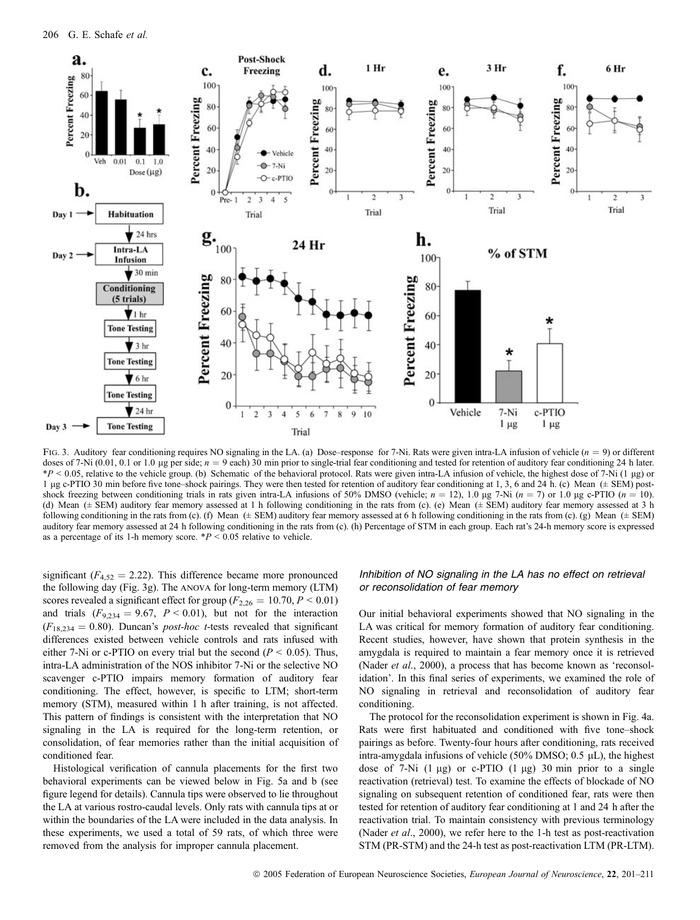FIG. 3. Auditory fear conditioning requires NO signaling in the LA. (a) Dose–response for 7-Ni. Rats were given intra-LA infusion of vehicle ($n = 9$) or different doses of 7-Ni (0.01, 0.1 or 1.0 μg per side; $n = 9$ each) 30 min prior to single-trial fear conditioning and tested for retention of auditory fear conditioning 24 h later. *$P < 0.05$, relative to the vehicle group. (b) Schematic of the behavioral protocol. Rats were given intra-LA infusion of vehicle, the highest dose of 7-Ni (1 μg) or 1 μg c-PTIO 30 min before five tone–shock pairings. They were then tested for retention of auditory fear conditioning at 1, 3, 6 and 24 h. (c) Mean (± SEM) post-shock freezing between conditioning trials in rats given intra-LA infusions of 50% DMSO (vehicle; $n = 12$), 1.0 μg 7-Ni ($n = 7$) or 1.0 μg c-PTIO ($n = 10$). (d) Mean (± SEM) auditory fear memory assessed at 1 h following conditioning in the rats from (c). (e) Mean (± SEM) auditory fear memory assessed at 3 h following conditioning in the rats from (c). (f) Mean (± SEM) auditory fear memory assessed at 6 h following conditioning in the rats from (c). (g) Mean (± SEM) auditory fear memory assessed at 24 h following conditioning in the rats from (c). (h) Percentage of STM in each group. Each rat's 24-h memory score is expressed as a percentage of its 1-h memory score. *$P < 0.05$ relative to vehicle.

significant ($F_{4,52} = 2.22$). This difference became more pronounced the following day (Fig. 3g). The ANOVA for long-term memory (LTM) scores revealed a significant effect for group ($F_{2,26} = 10.70$, $P < 0.01$) and trials ($F_{9,234} = 9.67$, $P < 0.01$), but not for the interaction ($F_{18,234} = 0.80$). Duncan's *post-hoc* *t*-tests revealed that significant differences existed between vehicle controls and rats infused with either 7-Ni or c-PTIO on every trial but the second ($P < 0.05$). Thus, intra-LA administration of the NOS inhibitor 7-Ni or the selective NO scavenger c-PTIO impairs memory formation of auditory fear conditioning. The effect, however, is specific to LTM; short-term memory (STM), measured within 1 h after training, is not affected. This pattern of findings is consistent with the interpretation that NO signaling in the LA is required for the long-term retention, or consolidation, of fear memories rather than the initial acquisition of conditioned fear.

Histological verification of cannula placements for the first two behavioral experiments can be viewed below in Fig. 5a and b (see figure legend for details). Cannula tips were observed to lie throughout the LA at various rostro-caudal levels. Only rats with cannula tips at or within the boundaries of the LA were included in the data analysis. In these experiments, we used a total of 59 rats, of which three were removed from the analysis for improper cannula placement.

### *Inhibition of NO signaling in the LA has no effect on retrieval or reconsolidation of fear memory*

Our initial behavioral experiments showed that NO signaling in the LA was critical for memory formation of auditory fear conditioning. Recent studies, however, have shown that protein synthesis in the amygdala is required to maintain a fear memory once it is retrieved (Nader *et al*., 2000), a process that has become known as 'reconsolidation'. In this final series of experiments, we examined the role of NO signaling in retrieval and reconsolidation of auditory fear conditioning.

The protocol for the reconsolidation experiment is shown in Fig. 4a. Rats were first habituated and conditioned with five tone–shock pairings as before. Twenty-four hours after conditioning, rats received intra-amygdala infusions of vehicle (50% DMSO; 0.5 μL), the highest dose of 7-Ni (1 μg) or c-PTIO (1 μg) 30 min prior to a single reactivation (retrieval) test. To examine the effects of blockade of NO signaling on subsequent retention of conditioned fear, rats were then tested for retention of auditory fear conditioning at 1 and 24 h after the reactivation trial. To maintain consistency with previous terminology (Nader *et al*., 2000), we refer here to the 1-h test as post-reactivation STM (PR-STM) and the 24-h test as post-reactivation LTM (PR-LTM).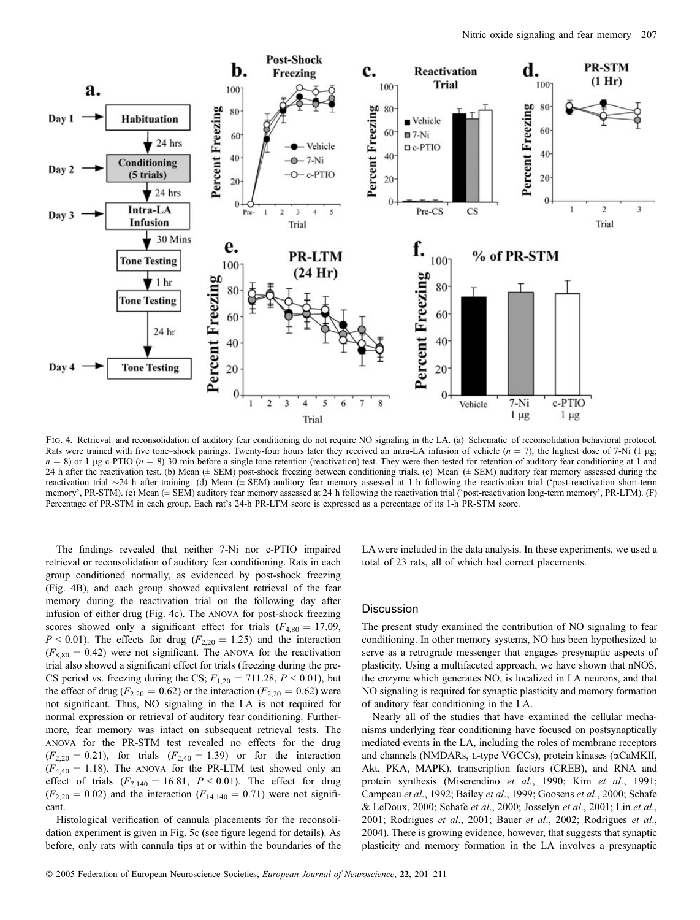FIG. 4. Retrieval and reconsolidation of auditory fear conditioning do not require NO signaling in the LA. (a) Schematic of reconsolidation behavioral protocol. Rats were trained with five tone–shock pairings. Twenty-four hours later they received an intra-LA infusion of vehicle ($n = 7$), the highest dose of 7-Ni (1 μg; $n = 8$) or 1 μg c-PTIO ($n = 8$) 30 min before a single tone retention (reactivation) test. They were then tested for retention of auditory fear conditioning at 1 and 24 h after the reactivation test. (b) Mean (± SEM) post-shock freezing between conditioning trials. (c) Mean (± SEM) auditory fear memory assessed during the reactivation trial ~24 h after training. (d) Mean (± SEM) auditory fear memory assessed at 1 h following the reactivation trial ('post-reactivation short-term memory', PR-STM). (e) Mean (± SEM) auditory fear memory assessed at 24 h following the reactivation trial ('post-reactivation long-term memory', PR-LTM). (F) Percentage of PR-STM in each group. Each rat's 24-h PR-LTM score is expressed as a percentage of its 1-h PR-STM score.

The findings revealed that neither 7-Ni nor c-PTIO impaired retrieval or reconsolidation of auditory fear conditioning. Rats in each group conditioned normally, as evidenced by post-shock freezing (Fig. 4B), and each group showed equivalent retrieval of the fear memory during the reactivation trial on the following day after infusion of either drug (Fig. 4c). The ANOVA for post-shock freezing scores showed only a significant effect for trials ($F_{4,80} = 17.09$, $P < 0.01$). The effects for drug ($F_{2,20} = 1.25$) and the interaction ($F_{8,80} = 0.42$) were not significant. The ANOVA for the reactivation trial also showed a significant effect for trials (freezing during the pre-CS period vs. freezing during the CS; $F_{1,20} = 711.28$, $P < 0.01$), but the effect of drug ($F_{2,20} = 0.62$) or the interaction ($F_{2,20} = 0.62$) were not significant. Thus, NO signaling in the LA is not required for normal expression or retrieval of auditory fear conditioning. Furthermore, fear memory was intact on subsequent retrieval tests. The ANOVA for the PR-STM test revealed no effects for the drug ($F_{2,20} = 0.21$), for trials ($F_{2,40} = 1.39$) or for the interaction ($F_{4,40} = 1.18$). The ANOVA for the PR-LTM test showed only an effect of trials ($F_{7,140} = 16.81$, $P < 0.01$). The effect for drug ($F_{2,20} = 0.02$) and the interaction ($F_{14,140} = 0.71$) were not significant.

Histological verification of cannula placements for the reconsolidation experiment is given in Fig. 5c (see figure legend for details). As before, only rats with cannula tips at or within the boundaries of the LA were included in the data analysis. In these experiments, we used a total of 23 rats, all of which had correct placements.

## Discussion

The present study examined the contribution of NO signaling to fear conditioning. In other memory systems, NO has been hypothesized to serve as a retrograde messenger that engages presynaptic aspects of plasticity. Using a multifaceted approach, we have shown that nNOS, the enzyme which generates NO, is localized in LA neurons, and that NO signaling is required for synaptic plasticity and memory formation of auditory fear conditioning in the LA.

Nearly all of the studies that have examined the cellular mechanisms underlying fear conditioning have focused on postsynaptically mediated events in the LA, including the roles of membrane receptors and channels (NMDARs, L-type VGCCs), protein kinases (αCaMKII, Akt, PKA, MAPK), transcription factors (CREB), and RNA and protein synthesis (Miserendino *et al*., 1990; Kim *et al*., 1991; Campeau *et al*., 1992; Bailey *et al*., 1999; Goosens *et al*., 2000; Schafe & LeDoux, 2000; Schafe *et al*., 2000; Josselyn *et al*., 2001; Lin *et al*., 2001; Rodrigues *et al*., 2001; Bauer *et al*., 2002; Rodrigues *et al*., 2004). There is growing evidence, however, that suggests that synaptic plasticity and memory formation in the LA involves a presynaptic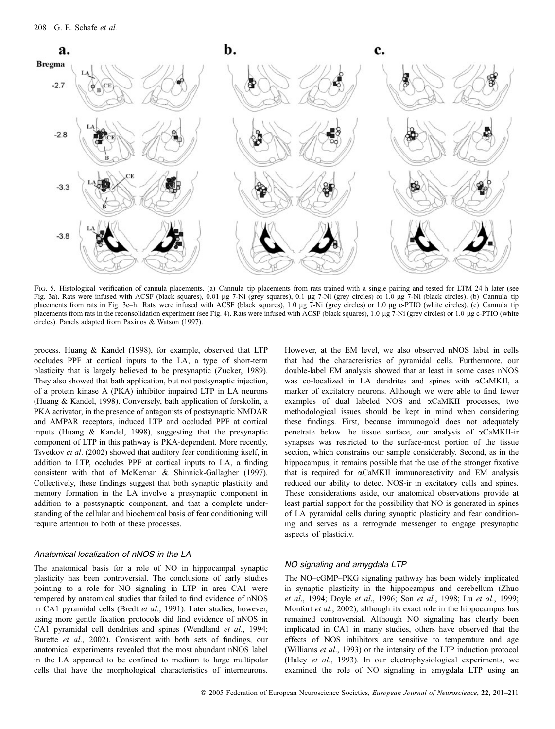FIG. 5. Histological verification of cannula placements. (a) Cannula tip placements from rats trained with a single pairing and tested for LTM 24 h later (see Fig. 3a). Rats were infused with ACSF (black squares), 0.01 μg 7-Ni (grey squares), 0.1 μg 7-Ni (grey circles) or 1.0 μg 7-Ni (black circles). (b) Cannula tip placements from rats in Fig. 3c–h. Rats were infused with ACSF (black squares), 1.0 μg 7-Ni (grey circles) or 1.0 μg c-PTIO (white circles). (c) Cannula tip placements from rats in the reconsolidation experiment (see Fig. 4). Rats were infused with ACSF (black squares), 1.0 μg 7-Ni (grey circles) or 1.0 μg c-PTIO (white circles). Panels adapted from Paxinos & Watson (1997).

process. Huang & Kandel (1998), for example, observed that LTP occludes PPF at cortical inputs to the LA, a type of short-term plasticity that is largely believed to be presynaptic (Zucker, 1989). They also showed that bath application, but not postsynaptic injection, of a protein kinase A (PKA) inhibitor impaired LTP in LA neurons (Huang & Kandel, 1998). Conversely, bath application of forskolin, a PKA activator, in the presence of antagonists of postsynaptic NMDAR and AMPAR receptors, induced LTP and occluded PPF at cortical inputs (Huang & Kandel, 1998), suggesting that the presynaptic component of LTP in this pathway is PKA-dependent. More recently, Tsvetkov *et al*. (2002) showed that auditory fear conditioning itself, in addition to LTP, occludes PPF at cortical inputs to LA, a finding consistent with that of McKernan & Shinnick-Gallagher (1997). Collectively, these findings suggest that both synaptic plasticity and memory formation in the LA involve a presynaptic component in addition to a postsynaptic component, and that a complete understanding of the cellular and biochemical basis of fear conditioning will require attention to both of these processes.

### *Anatomical localization of nNOS in the LA*

The anatomical basis for a role of NO in hippocampal synaptic plasticity has been controversial. The conclusions of early studies pointing to a role for NO signaling in LTP in area CA1 were tempered by anatomical studies that failed to find evidence of nNOS in CA1 pyramidal cells (Bredt *et al*., 1991). Later studies, however, using more gentle fixation protocols did find evidence of nNOS in CA1 pyramidal cell dendrites and spines (Wendland *et al*., 1994; Burette *et al*., 2002). Consistent with both sets of findings, our anatomical experiments revealed that the most abundant nNOS label in the LA appeared to be confined to medium to large multipolar cells that have the morphological characteristics of interneurons. However, at the EM level, we also observed nNOS label in cells that had the characteristics of pyramidal cells. Furthermore, our double-label EM analysis showed that at least in some cases nNOS was co-localized in LA dendrites and spines with αCaMKII, a marker of excitatory neurons. Although we were able to find fewer examples of dual labeled NOS and αCaMKII processes, two methodological issues should be kept in mind when considering these findings. First, because immunogold does not adequately penetrate below the tissue surface, our analysis of αCaMKII-ir synapses was restricted to the surface-most portion of the tissue section, which constrains our sample considerably. Second, as in the hippocampus, it remains possible that the use of the stronger fixative that is required for αCaMKII immunoreactivity and EM analysis reduced our ability to detect NOS-ir in excitatory cells and spines. These considerations aside, our anatomical observations provide at least partial support for the possibility that NO is generated in spines of LA pyramidal cells during synaptic plasticity and fear conditioning and serves as a retrograde messenger to engage presynaptic aspects of plasticity.

### *NO signaling and amygdala LTP*

The NO–cGMP–PKG signaling pathway has been widely implicated in synaptic plasticity in the hippocampus and cerebellum (Zhuo *et al*., 1994; Doyle *et al*., 1996; Son *et al*., 1998; Lu *et al*., 1999; Monfort *et al*., 2002), although its exact role in the hippocampus has remained controversial. Although NO signaling has clearly been implicated in CA1 in many studies, others have observed that the effects of NOS inhibitors are sensitive to temperature and age (Williams *et al*., 1993) or the intensity of the LTP induction protocol (Haley *et al*., 1993). In our electrophysiological experiments, we examined the role of NO signaling in amygdala LTP using an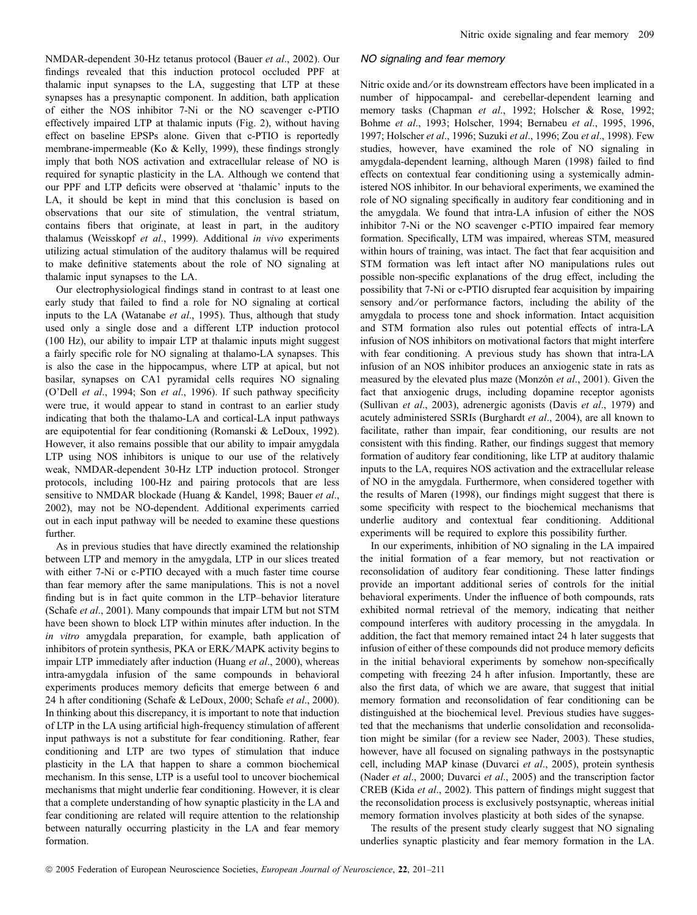NMDAR-dependent 30-Hz tetanus protocol (Bauer *et al*., 2002). Our findings revealed that this induction protocol occluded PPF at thalamic input synapses to the LA, suggesting that LTP at these synapses has a presynaptic component. In addition, bath application of either the NOS inhibitor 7-Ni or the NO scavenger c-PTIO effectively impaired LTP at thalamic inputs (Fig. 2), without having effect on baseline EPSPs alone. Given that c-PTIO is reportedly membrane-impermeable (Ko & Kelly, 1999), these findings strongly imply that both NOS activation and extracellular release of NO is required for synaptic plasticity in the LA. Although we contend that our PPF and LTP deficits were observed at 'thalamic' inputs to the LA, it should be kept in mind that this conclusion is based on observations that our site of stimulation, the ventral striatum, contains fibers that originate, at least in part, in the auditory thalamus (Weisskopf *et al*., 1999). Additional *in vivo* experiments utilizing actual stimulation of the auditory thalamus will be required to make definitive statements about the role of NO signaling at thalamic input synapses to the LA.

Our electrophysiological findings stand in contrast to at least one early study that failed to find a role for NO signaling at cortical inputs to the LA (Watanabe *et al*., 1995). Thus, although that study used only a single dose and a different LTP induction protocol (100 Hz), our ability to impair LTP at thalamic inputs might suggest a fairly specific role for NO signaling at thalamo-LA synapses. This is also the case in the hippocampus, where LTP at apical, but not basilar, synapses on CA1 pyramidal cells requires NO signaling (O'Dell *et al*., 1994; Son *et al*., 1996). If such pathway specificity were true, it would appear to stand in contrast to an earlier study indicating that both the thalamo-LA and cortical-LA input pathways are equipotential for fear conditioning (Romanski & LeDoux, 1992). However, it also remains possible that our ability to impair amygdala LTP using NOS inhibitors is unique to our use of the relatively weak, NMDAR-dependent 30-Hz LTP induction protocol. Stronger protocols, including 100-Hz and pairing protocols that are less sensitive to NMDAR blockade (Huang & Kandel, 1998; Bauer *et al*., 2002), may not be NO-dependent. Additional experiments carried out in each input pathway will be needed to examine these questions further.

As in previous studies that have directly examined the relationship between LTP and memory in the amygdala, LTP in our slices treated with either 7-Ni or c-PTIO decayed with a much faster time course than fear memory after the same manipulations. This is not a novel finding but is in fact quite common in the LTP–behavior literature (Schafe *et al*., 2001). Many compounds that impair LTM but not STM have been shown to block LTP within minutes after induction. In the *in vitro* amygdala preparation, for example, bath application of inhibitors of protein synthesis, PKA or ERK/MAPK activity begins to impair LTP immediately after induction (Huang *et al*., 2000), whereas intra-amygdala infusion of the same compounds in behavioral experiments produces memory deficits that emerge between 6 and 24 h after conditioning (Schafe & LeDoux, 2000; Schafe *et al*., 2000). In thinking about this discrepancy, it is important to note that induction of LTP in the LA using artificial high-frequency stimulation of afferent input pathways is not a substitute for fear conditioning. Rather, fear conditioning and LTP are two types of stimulation that induce plasticity in the LA that happen to share a common biochemical mechanism. In this sense, LTP is a useful tool to uncover biochemical mechanisms that might underlie fear conditioning. However, it is clear that a complete understanding of how synaptic plasticity in the LA and fear conditioning are related will require attention to the relationship between naturally occurring plasticity in the LA and fear memory formation.

### *NO signaling and fear memory*

Nitric oxide and/or its downstream effectors have been implicated in a number of hippocampal- and cerebellar-dependent learning and memory tasks (Chapman *et al*., 1992; Holscher & Rose, 1992; Bohme *et al*., 1993; Holscher, 1994; Bernabeu *et al*., 1995, 1996, 1997; Holscher *et al*., 1996; Suzuki *et al*., 1996; Zou *et al*., 1998). Few studies, however, have examined the role of NO signaling in amygdala-dependent learning, although Maren (1998) failed to find effects on contextual fear conditioning using a systemically administered NOS inhibitor. In our behavioral experiments, we examined the role of NO signaling specifically in auditory fear conditioning and in the amygdala. We found that intra-LA infusion of either the NOS inhibitor 7-Ni or the NO scavenger c-PTIO impaired fear memory formation. Specifically, LTM was impaired, whereas STM, measured within hours of training, was intact. The fact that fear acquisition and STM formation was left intact after NO manipulations rules out possible non-specific explanations of the drug effect, including the possibility that 7-Ni or c-PTIO disrupted fear acquisition by impairing sensory and/or performance factors, including the ability of the amygdala to process tone and shock information. Intact acquisition and STM formation also rules out potential effects of intra-LA infusion of NOS inhibitors on motivational factors that might interfere with fear conditioning. A previous study has shown that intra-LA infusion of an NOS inhibitor produces an anxiogenic state in rats as measured by the elevated plus maze (Monzón *et al*., 2001). Given the fact that anxiogenic drugs, including dopamine receptor agonists (Sullivan *et al*., 2003), adrenergic agonists (Davis *et al*., 1979) and acutely administered SSRIs (Burghardt *et al*., 2004), are all known to facilitate, rather than impair, fear conditioning, our results are not consistent with this finding. Rather, our findings suggest that memory formation of auditory fear conditioning, like LTP at auditory thalamic inputs to the LA, requires NOS activation and the extracellular release of NO in the amygdala. Furthermore, when considered together with the results of Maren (1998), our findings might suggest that there is some specificity with respect to the biochemical mechanisms that underlie auditory and contextual fear conditioning. Additional experiments will be required to explore this possibility further.

In our experiments, inhibition of NO signaling in the LA impaired the initial formation of a fear memory, but not reactivation or reconsolidation of auditory fear conditioning. These latter findings provide an important additional series of controls for the initial behavioral experiments. Under the influence of both compounds, rats exhibited normal retrieval of the memory, indicating that neither compound interferes with auditory processing in the amygdala. In addition, the fact that memory remained intact 24 h later suggests that infusion of either of these compounds did not produce memory deficits in the initial behavioral experiments by somehow non-specifically competing with freezing 24 h after infusion. Importantly, these are also the first data, of which we are aware, that suggest that initial memory formation and reconsolidation of fear conditioning can be distinguished at the biochemical level. Previous studies have suggested that the mechanisms that underlie consolidation and reconsolidation might be similar (for a review see Nader, 2003). These studies, however, have all focused on signaling pathways in the postsynaptic cell, including MAP kinase (Duvarci *et al*., 2005), protein synthesis (Nader *et al*., 2000; Duvarci *et al*., 2005) and the transcription factor CREB (Kida *et al*., 2002). This pattern of findings might suggest that the reconsolidation process is exclusively postsynaptic, whereas initial memory formation involves plasticity at both sides of the synapse.

The results of the present study clearly suggest that NO signaling underlies synaptic plasticity and fear memory formation in the LA.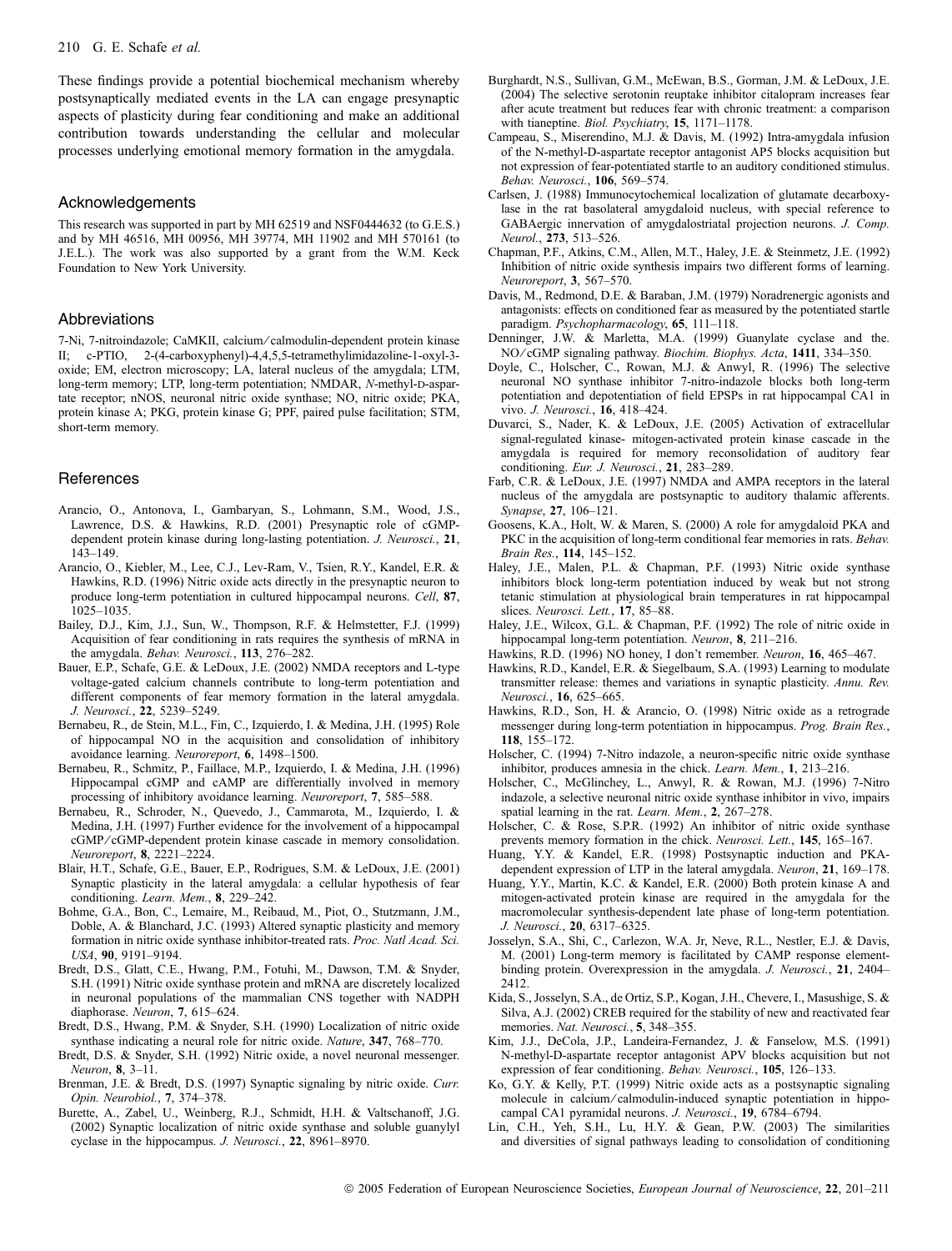These findings provide a potential biochemical mechanism whereby postsynaptically mediated events in the LA can engage presynaptic aspects of plasticity during fear conditioning and make an additional contribution towards understanding the cellular and molecular processes underlying emotional memory formation in the amygdala.

## Acknowledgements

This research was supported in part by MH 62519 and NSF0444632 (to G.E.S.) and by MH 46516, MH 00956, MH 39774, MH 11902 and MH 570161 (to J.E.L.). The work was also supported by a grant from the W.M. Keck Foundation to New York University.

## Abbreviations

7-Ni, 7-nitroindazole; CaMKII, calcium/calmodulin-dependent protein kinase II; c-PTIO, 2-(4-carboxyphenyl)-4,4,5,5-tetramethylimidazoline-1-oxyl-3-oxide; EM, electron microscopy; LA, lateral nucleus of the amygdala; LTM, long-term memory; LTP, long-term potentiation; NMDAR, *N*-methyl-D-aspartate receptor; nNOS, neuronal nitric oxide synthase; NO, nitric oxide; PKA, protein kinase A; PKG, protein kinase G; PPF, paired pulse facilitation; STM, short-term memory.

## References

Arancio, O., Antonova, I., Gambaryan, S., Lohmann, S.M., Wood, J.S., Lawrence, D.S. & Hawkins, R.D. (2001) Presynaptic role of cGMP-dependent protein kinase during long-lasting potentiation. *J. Neurosci.*, **21**, 143–149.

Arancio, O., Kiebler, M., Lee, C.J., Lev-Ram, V., Tsien, R.Y., Kandel, E.R. & Hawkins, R.D. (1996) Nitric oxide acts directly in the presynaptic neuron to produce long-term potentiation in cultured hippocampal neurons. *Cell*, **87**, 1025–1035.

Bailey, D.J., Kim, J.J., Sun, W., Thompson, R.F. & Helmstetter, F.J. (1999) Acquisition of fear conditioning in rats requires the synthesis of mRNA in the amygdala. *Behav. Neurosci.*, **113**, 276–282.

Bauer, E.P., Schafe, G.E. & LeDoux, J.E. (2002) NMDA receptors and L-type voltage-gated calcium channels contribute to long-term potentiation and different components of fear memory formation in the lateral amygdala. *J. Neurosci.*, **22**, 5239–5249.

Bernabeu, R., de Stein, M.L., Fin, C., Izquierdo, I. & Medina, J.H. (1995) Role of hippocampal NO in the acquisition and consolidation of inhibitory avoidance learning. *Neuroreport*, **6**, 1498–1500.

Bernabeu, R., Schmitz, P., Faillace, M.P., Izquierdo, I. & Medina, J.H. (1996) Hippocampal cGMP and cAMP are differentially involved in memory processing of inhibitory avoidance learning. *Neuroreport*, **7**, 585–588.

Bernabeu, R., Schroder, N., Quevedo, J., Cammarota, M., Izquierdo, I. & Medina, J.H. (1997) Further evidence for the involvement of a hippocampal cGMP/cGMP-dependent protein kinase cascade in memory consolidation. *Neuroreport*, **8**, 2221–2224.

Blair, H.T., Schafe, G.E., Bauer, E.P., Rodrigues, S.M. & LeDoux, J.E. (2001) Synaptic plasticity in the lateral amygdala: a cellular hypothesis of fear conditioning. *Learn. Mem.*, **8**, 229–242.

Bohme, G.A., Bon, C., Lemaire, M., Reibaud, M., Piot, O., Stutzmann, J.M., Doble, A. & Blanchard, J.C. (1993) Altered synaptic plasticity and memory formation in nitric oxide synthase inhibitor-treated rats. *Proc. Natl Acad. Sci. USA*, **90**, 9191–9194.

Bredt, D.S., Glatt, C.E., Hwang, P.M., Fotuhi, M., Dawson, T.M. & Snyder, S.H. (1991) Nitric oxide synthase protein and mRNA are discretely localized in neuronal populations of the mammalian CNS together with NADPH diaphorase. *Neuron*, **7**, 615–624.

Bredt, D.S., Hwang, P.M. & Snyder, S.H. (1990) Localization of nitric oxide synthase indicating a neural role for nitric oxide. *Nature*, **347**, 768–770.

Bredt, D.S. & Snyder, S.H. (1992) Nitric oxide, a novel neuronal messenger. *Neuron*, **8**, 3–11.

Brenman, J.E. & Bredt, D.S. (1997) Synaptic signaling by nitric oxide. *Curr. Opin. Neurobiol.*, **7**, 374–378.

Burette, A., Zabel, U., Weinberg, R.J., Schmidt, H.H. & Valtschanoff, J.G. (2002) Synaptic localization of nitric oxide synthase and soluble guanylyl cyclase in the hippocampus. *J. Neurosci.*, **22**, 8961–8970.

Burghardt, N.S., Sullivan, G.M., McEwan, B.S., Gorman, J.M. & LeDoux, J.E. (2004) The selective serotonin reuptake inhibitor citalopram increases fear after acute treatment but reduces fear with chronic treatment: a comparison with tianeptine. *Biol. Psychiatry*, **15**, 1171–1178.

Campeau, S., Miserendino, M.J. & Davis, M. (1992) Intra-amygdala infusion of the N-methyl-D-aspartate receptor antagonist AP5 blocks acquisition but not expression of fear-potentiated startle to an auditory conditioned stimulus. *Behav. Neurosci.*, **106**, 569–574.

Carlsen, J. (1988) Immunocytochemical localization of glutamate decarboxylase in the rat basolateral amygdaloid nucleus, with special reference to GABAergic innervation of amygdalostriatal projection neurons. *J. Comp. Neurol.*, **273**, 513–526.

Chapman, P.F., Atkins, C.M., Allen, M.T., Haley, J.E. & Steinmetz, J.E. (1992) Inhibition of nitric oxide synthesis impairs two different forms of learning. *Neuroreport*, **3**, 567–570.

Davis, M., Redmond, D.E. & Baraban, J.M. (1979) Noradrenergic agonists and antagonists: effects on conditioned fear as measured by the potentiated startle paradigm. *Psychopharmacology*, **65**, 111–118.

Denninger, J.W. & Marletta, M.A. (1999) Guanylate cyclase and the. NO/cGMP signaling pathway. *Biochim. Biophys. Acta*, **1411**, 334–350.

Doyle, C., Holscher, C., Rowan, M.J. & Anwyl, R. (1996) The selective neuronal NO synthase inhibitor 7-nitro-indazole blocks both long-term potentiation and depotentiation of field EPSPs in rat hippocampal CA1 in vivo. *J. Neurosci.*, **16**, 418–424.

Duvarci, S., Nader, K. & LeDoux, J.E. (2005) Activation of extracellular signal-regulated kinase- mitogen-activated protein kinase cascade in the amygdala is required for memory reconsolidation of auditory fear conditioning. *Eur. J. Neurosci.*, **21**, 283–289.

Farb, C.R. & LeDoux, J.E. (1997) NMDA and AMPA receptors in the lateral nucleus of the amygdala are postsynaptic to auditory thalamic afferents. *Synapse*, **27**, 106–121.

Goosens, K.A., Holt, W. & Maren, S. (2000) A role for amygdaloid PKA and PKC in the acquisition of long-term conditional fear memories in rats. *Behav. Brain Res.*, **114**, 145–152.

Haley, J.E., Malen, P.L. & Chapman, P.F. (1993) Nitric oxide synthase inhibitors block long-term potentiation induced by weak but not strong tetanic stimulation at physiological brain temperatures in rat hippocampal slices. *Neurosci. Lett.*, **17**, 85–88.

Haley, J.E., Wilcox, G.L. & Chapman, P.F. (1992) The role of nitric oxide in hippocampal long-term potentiation. *Neuron*, **8**, 211–216.

Hawkins, R.D. (1996) NO honey, I don't remember. *Neuron*, **16**, 465–467.

Hawkins, R.D., Kandel, E.R. & Siegelbaum, S.A. (1993) Learning to modulate transmitter release: themes and variations in synaptic plasticity. *Annu. Rev. Neurosci.*, **16**, 625–665.

Hawkins, R.D., Son, H. & Arancio, O. (1998) Nitric oxide as a retrograde messenger during long-term potentiation in hippocampus. *Prog. Brain Res.*, **118**, 155–172.

Holscher, C. (1994) 7-Nitro indazole, a neuron-specific nitric oxide synthase inhibitor, produces amnesia in the chick. *Learn. Mem.*, **1**, 213–216.

Holscher, C., McGlinchey, L., Anwyl, R. & Rowan, M.J. (1996) 7-Nitro indazole, a selective neuronal nitric oxide synthase inhibitor in vivo, impairs spatial learning in the rat. *Learn. Mem.*, **2**, 267–278.

Holscher, C. & Rose, S.P.R. (1992) An inhibitor of nitric oxide synthase prevents memory formation in the chick. *Neurosci. Lett.*, **145**, 165–167.

Huang, Y.Y. & Kandel, E.R. (1998) Postsynaptic induction and PKA-dependent expression of LTP in the lateral amygdala. *Neuron*, **21**, 169–178.

Huang, Y.Y., Martin, K.C. & Kandel, E.R. (2000) Both protein kinase A and mitogen-activated protein kinase are required in the amygdala for the macromolecular synthesis-dependent late phase of long-term potentiation. *J. Neurosci.*, **20**, 6317–6325.

Josselyn, S.A., Shi, C., Carlezon, W.A. Jr, Neve, R.L., Nestler, E.J. & Davis, M. (2001) Long-term memory is facilitated by CAMP response element-binding protein. Overexpression in the amygdala. *J. Neurosci.*, **21**, 2404–2412.

Kida, S., Josselyn, S.A., de Ortiz, S.P., Kogan, J.H., Chevere, I., Masushige, S. & Silva, A.J. (2002) CREB required for the stability of new and reactivated fear memories. *Nat. Neurosci.*, **5**, 348–355.

Kim, J.J., DeCola, J.P., Landeira-Fernandez, J. & Fanselow, M.S. (1991) N-methyl-D-aspartate receptor antagonist APV blocks acquisition but not expression of fear conditioning. *Behav. Neurosci.*, **105**, 126–133.

Ko, G.Y. & Kelly, P.T. (1999) Nitric oxide acts as a postsynaptic signaling molecule in calcium/calmodulin-induced synaptic potentiation in hippocampal CA1 pyramidal neurons. *J. Neurosci.*, **19**, 6784–6794.

Lin, C.H., Yeh, S.H., Lu, H.Y. & Gean, P.W. (2003) The similarities and diversities of signal pathways leading to consolidation of conditioning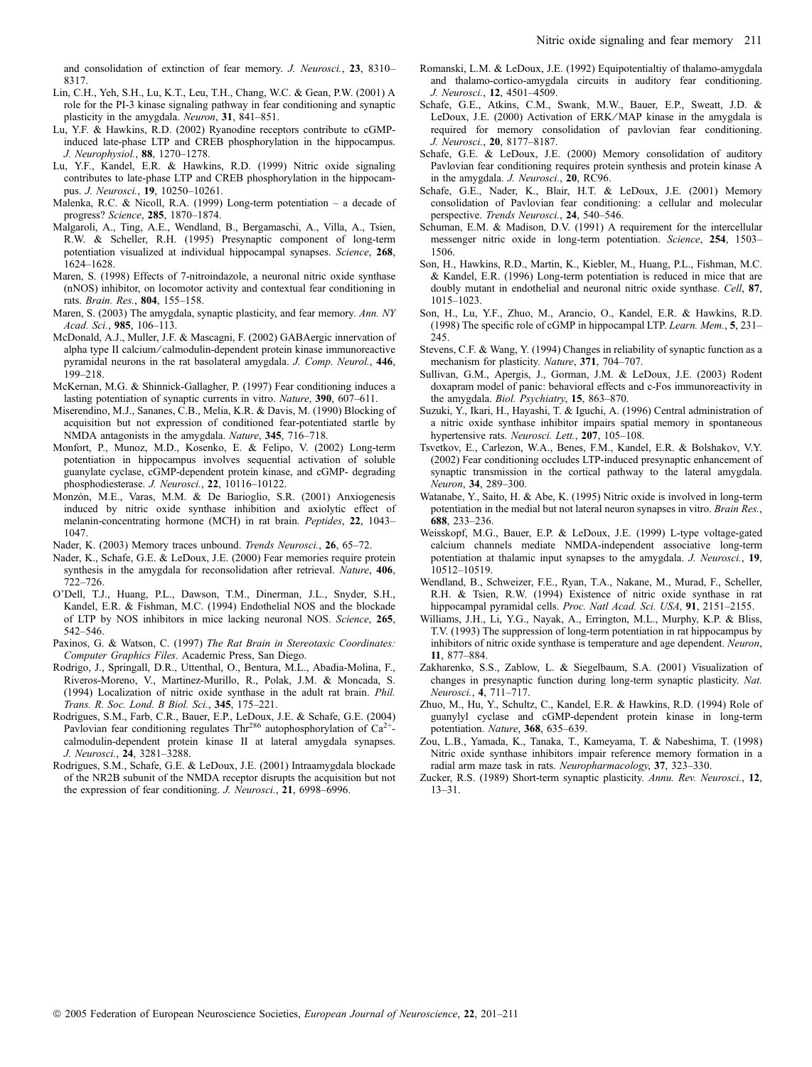and consolidation of extinction of fear memory. *J. Neurosci.*, **23**, 8310–8317.

Lin, C.H., Yeh, S.H., Lu, K.T., Leu, T.H., Chang, W.C. & Gean, P.W. (2001) A role for the PI-3 kinase signaling pathway in fear conditioning and synaptic plasticity in the amygdala. *Neuron*, **31**, 841–851.

Lu, Y.F. & Hawkins, R.D. (2002) Ryanodine receptors contribute to cGMP-induced late-phase LTP and CREB phosphorylation in the hippocampus. *J. Neurophysiol.*, **88**, 1270–1278.

Lu, Y.F., Kandel, E.R. & Hawkins, R.D. (1999) Nitric oxide signaling contributes to late-phase LTP and CREB phosphorylation in the hippocampus. *J. Neurosci.*, **19**, 10250–10261.

Malenka, R.C. & Nicoll, R.A. (1999) Long-term potentiation – a decade of progress? *Science*, **285**, 1870–1874.

Malgaroli, A., Ting, A.E., Wendland, B., Bergamaschi, A., Villa, A., Tsien, R.W. & Scheller, R.H. (1995) Presynaptic component of long-term potentiation visualized at individual hippocampal synapses. *Science*, **268**, 1624–1628.

Maren, S. (1998) Effects of 7-nitroindazole, a neuronal nitric oxide synthase (nNOS) inhibitor, on locomotor activity and contextual fear conditioning in rats. *Brain. Res.*, **804**, 155–158.

Maren, S. (2003) The amygdala, synaptic plasticity, and fear memory. *Ann. NY Acad. Sci.*, **985**, 106–113.

McDonald, A.J., Muller, J.F. & Mascagni, F. (2002) GABAergic innervation of alpha type II calcium/calmodulin-dependent protein kinase immunoreactive pyramidal neurons in the rat basolateral amygdala. *J. Comp. Neurol.*, **446**, 199–218.

McKernan, M.G. & Shinnick-Gallagher, P. (1997) Fear conditioning induces a lasting potentiation of synaptic currents in vitro. *Nature*, **390**, 607–611.

Miserendino, M.J., Sananes, C.B., Melia, K.R. & Davis, M. (1990) Blocking of acquisition but not expression of conditioned fear-potentiated startle by NMDA antagonists in the amygdala. *Nature*, **345**, 716–718.

Monfort, P., Munoz, M.D., Kosenko, E. & Felipo, V. (2002) Long-term potentiation in hippocampus involves sequential activation of soluble guanylate cyclase, cGMP-dependent protein kinase, and cGMP- degrading phosphodiesterase. *J. Neurosci.*, **22**, 10116–10122.

Monzón, M.E., Varas, M.M. & De Barioglio, S.R. (2001) Anxiogenesis induced by nitric oxide synthase inhibition and axiolytic effect of melanin-concentrating hormone (MCH) in rat brain. *Peptides*, **22**, 1043–1047.

Nader, K. (2003) Memory traces unbound. *Trends Neurosci.*, **26**, 65–72.

Nader, K., Schafe, G.E. & LeDoux, J.E. (2000) Fear memories require protein synthesis in the amygdala for reconsolidation after retrieval. *Nature*, **406**, 722–726.

O'Dell, T.J., Huang, P.L., Dawson, T.M., Dinerman, J.L., Snyder, S.H., Kandel, E.R. & Fishman, M.C. (1994) Endothelial NOS and the blockade of LTP by NOS inhibitors in mice lacking neuronal NOS. *Science*, **265**, 542–546.

Paxinos, G. & Watson, C. (1997) *The Rat Brain in Stereotaxic Coordinates: Computer Graphics Files*. Academic Press, San Diego.

Rodrigo, J., Springall, D.R., Uttenthal, O., Bentura, M.L., Abadia-Molina, F., Riveros-Moreno, V., Martinez-Murillo, R., Polak, J.M. & Moncada, S. (1994) Localization of nitric oxide synthase in the adult rat brain. *Phil. Trans. R. Soc. Lond. B Biol. Sci.*, **345**, 175–221.

Rodrigues, S.M., Farb, C.R., Bauer, E.P., LeDoux, J.E. & Schafe, G.E. (2004) Pavlovian fear conditioning regulates $Thr^{286}$ autophosphorylation of $Ca^{2+}$-calmodulin-dependent protein kinase II at lateral amygdala synapses. *J. Neurosci.*, **24**, 3281–3288.

Rodrigues, S.M., Schafe, G.E. & LeDoux, J.E. (2001) Intraamygdala blockade of the NR2B subunit of the NMDA receptor disrupts the acquisition but not the expression of fear conditioning. *J. Neurosci.*, **21**, 6998–6996.

Romanski, L.M. & LeDoux, J.E. (1992) Equipotentialtiy of thalamo-amygdala and thalamo-cortico-amygdala circuits in auditory fear conditioning. *J. Neurosci.*, **12**, 4501–4509.

Schafe, G.E., Atkins, C.M., Swank, M.W., Bauer, E.P., Sweatt, J.D. & LeDoux, J.E. (2000) Activation of ERK/MAP kinase in the amygdala is required for memory consolidation of pavlovian fear conditioning. *J. Neurosci.*, **20**, 8177–8187.

Schafe, G.E. & LeDoux, J.E. (2000) Memory consolidation of auditory Pavlovian fear conditioning requires protein synthesis and protein kinase A in the amygdala. *J. Neurosci.*, **20**, RC96.

Schafe, G.E., Nader, K., Blair, H.T. & LeDoux, J.E. (2001) Memory consolidation of Pavlovian fear conditioning: a cellular and molecular perspective. *Trends Neurosci.*, **24**, 540–546.

Schuman, E.M. & Madison, D.V. (1991) A requirement for the intercellular messenger nitric oxide in long-term potentiation. *Science*, **254**, 1503–1506.

Son, H., Hawkins, R.D., Martin, K., Kiebler, M., Huang, P.L., Fishman, M.C. & Kandel, E.R. (1996) Long-term potentiation is reduced in mice that are doubly mutant in endothelial and neuronal nitric oxide synthase. *Cell*, **87**, 1015–1023.

Son, H., Lu, Y.F., Zhuo, M., Arancio, O., Kandel, E.R. & Hawkins, R.D. (1998) The specific role of cGMP in hippocampal LTP. *Learn. Mem.*, **5**, 231–245.

Stevens, C.F. & Wang, Y. (1994) Changes in reliability of synaptic function as a mechanism for plasticity. *Nature*, **371**, 704–707.

Sullivan, G.M., Apergis, J., Gorman, J.M. & LeDoux, J.E. (2003) Rodent doxapram model of panic: behavioral effects and c-Fos immunoreactivity in the amygdala. *Biol. Psychiatry*, **15**, 863–870.

Suzuki, Y., Ikari, H., Hayashi, T. & Iguchi, A. (1996) Central administration of a nitric oxide synthase inhibitor impairs spatial memory in spontaneous hypertensive rats. *Neurosci. Lett.*, **207**, 105–108.

Tsvetkov, E., Carlezon, W.A., Benes, F.M., Kandel, E.R. & Bolshakov, V.Y. (2002) Fear conditioning occludes LTP-induced presynaptic enhancement of synaptic transmission in the cortical pathway to the lateral amygdala. *Neuron*, **34**, 289–300.

Watanabe, Y., Saito, H. & Abe, K. (1995) Nitric oxide is involved in long-term potentiation in the medial but not lateral neuron synapses in vitro. *Brain Res.*, **688**, 233–236.

Weisskopf, M.G., Bauer, E.P. & LeDoux, J.E. (1999) L-type voltage-gated calcium channels mediate NMDA-independent associative long-term potentiation at thalamic input synapses to the amygdala. *J. Neurosci.*, **19**, 10512–10519.

Wendland, B., Schweizer, F.E., Ryan, T.A., Nakane, M., Murad, F., Scheller, R.H. & Tsien, R.W. (1994) Existence of nitric oxide synthase in rat hippocampal pyramidal cells. *Proc. Natl Acad. Sci. USA*, **91**, 2151–2155.

Williams, J.H., Li, Y.G., Nayak, A., Errington, M.L., Murphy, K.P. & Bliss, T.V. (1993) The suppression of long-term potentiation in rat hippocampus by inhibitors of nitric oxide synthase is temperature and age dependent. *Neuron*, **11**, 877–884.

Zakharenko, S.S., Zablow, L. & Siegelbaum, S.A. (2001) Visualization of changes in presynaptic function during long-term synaptic plasticity. *Nat. Neurosci.*, **4**, 711–717.

Zhuo, M., Hu, Y., Schultz, C., Kandel, E.R. & Hawkins, R.D. (1994) Role of guanylyl cyclase and cGMP-dependent protein kinase in long-term potentiation. *Nature*, **368**, 635–639.

Zou, L.B., Yamada, K., Tanaka, T., Kameyama, T. & Nabeshima, T. (1998) Nitric oxide synthase inhibitors impair reference memory formation in a radial arm maze task in rats. *Neuropharmacology*, **37**, 323–330.

Zucker, R.S. (1989) Short-term synaptic plasticity. *Annu. Rev. Neurosci.*, **12**, 13–31.